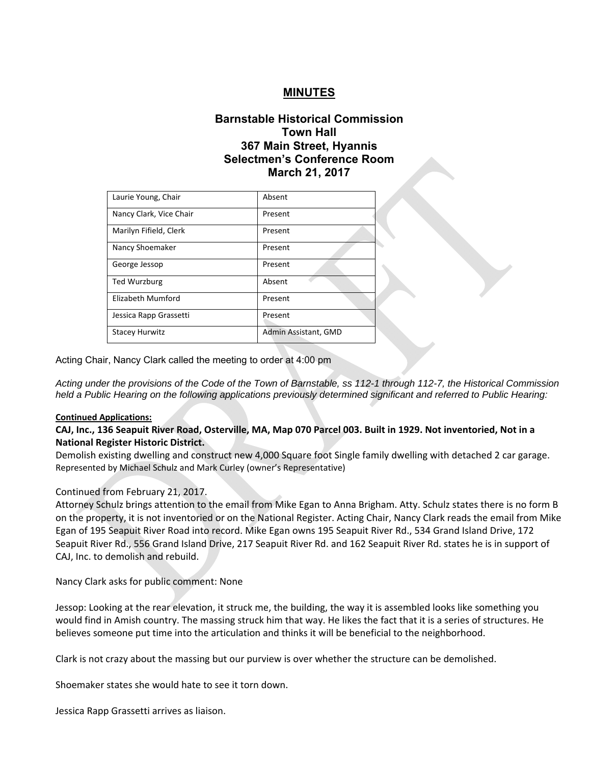# MINUTES

## Barnstable Historical Commission
## Town Hall
## 367 Main Street, Hyannis
## Selectmen's Conference Room
## March 21, 2017

| | |
|---|---|
| Laurie Young, Chair | Absent |
| Nancy Clark, Vice Chair | Present |
| Marilyn Fifield, Clerk | Present |
| Nancy Shoemaker | Present |
| George Jessop | Present |
| Ted Wurzburg | Absent |
| Elizabeth Mumford | Present |
| Jessica Rapp Grassetti | Present |
| Stacey Hurwitz | Admin Assistant, GMD |

Acting Chair, Nancy Clark called the meeting to order at 4:00 pm

*Acting under the provisions of the Code of the Town of Barnstable, ss 112-1 through 112-7, the Historical Commission held a Public Hearing on the following applications previously determined significant and referred to Public Hearing:*

**Continued Applications:**

**CAJ, Inc., 136 Seapuit River Road, Osterville, MA, Map 070 Parcel 003. Built in 1929. Not inventoried, Not in a National Register Historic District.**

Demolish existing dwelling and construct new 4,000 Square foot Single family dwelling with detached 2 car garage.
Represented by Michael Schulz and Mark Curley (owner's Representative)

Continued from February 21, 2017.

Attorney Schulz brings attention to the email from Mike Egan to Anna Brigham. Atty. Schulz states there is no form B on the property, it is not inventoried or on the National Register. Acting Chair, Nancy Clark reads the email from Mike Egan of 195 Seapuit River Road into record. Mike Egan owns 195 Seapuit River Rd., 534 Grand Island Drive, 172 Seapuit River Rd., 556 Grand Island Drive, 217 Seapuit River Rd. and 162 Seapuit River Rd. states he is in support of CAJ, Inc. to demolish and rebuild.

Nancy Clark asks for public comment: None

Jessop: Looking at the rear elevation, it struck me, the building, the way it is assembled looks like something you would find in Amish country. The massing struck him that way. He likes the fact that it is a series of structures. He believes someone put time into the articulation and thinks it will be beneficial to the neighborhood.

Clark is not crazy about the massing but our purview is over whether the structure can be demolished.

Shoemaker states she would hate to see it torn down.

Jessica Rapp Grassetti arrives as liaison.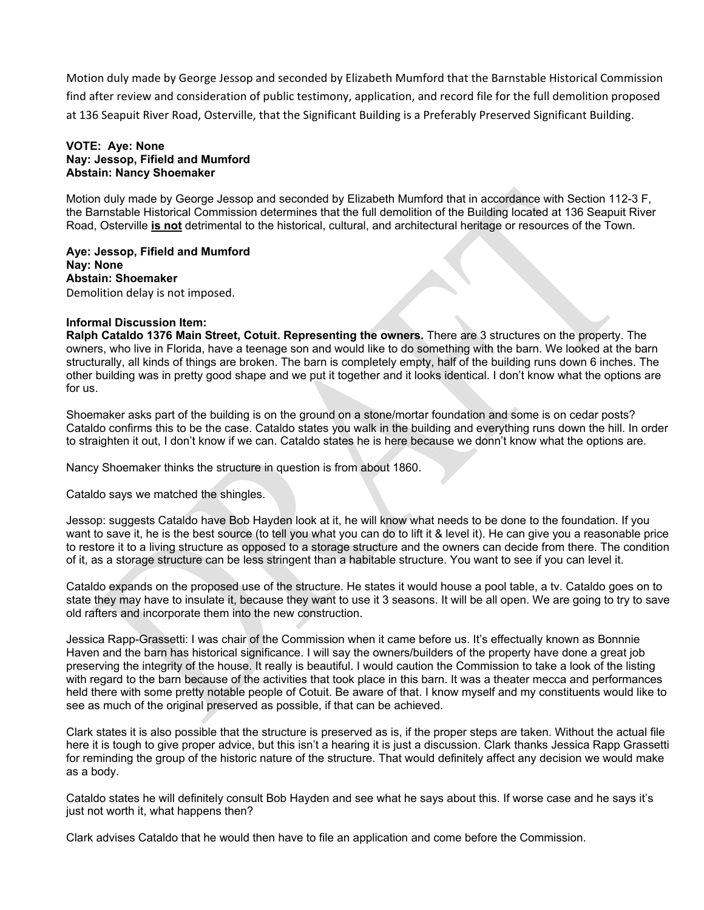Motion duly made by George Jessop and seconded by Elizabeth Mumford that the Barnstable Historical Commission find after review and consideration of public testimony, application, and record file for the full demolition proposed at 136 Seapuit River Road, Osterville, that the Significant Building is a Preferably Preserved Significant Building.

**VOTE: Aye: None**
**Nay: Jessop, Fifield and Mumford**
**Abstain: Nancy Shoemaker**

Motion duly made by George Jessop and seconded by Elizabeth Mumford that in accordance with Section 112-3 F, the Barnstable Historical Commission determines that the full demolition of the Building located at 136 Seapuit River Road, Osterville **is not** detrimental to the historical, cultural, and architectural heritage or resources of the Town.

**Aye: Jessop, Fifield and Mumford**
**Nay: None**
**Abstain: Shoemaker**
Demolition delay is not imposed.

**Informal Discussion Item:**
**Ralph Cataldo 1376 Main Street, Cotuit. Representing the owners.** There are 3 structures on the property. The owners, who live in Florida, have a teenage son and would like to do something with the barn. We looked at the barn structurally, all kinds of things are broken. The barn is completely empty, half of the building runs down 6 inches. The other building was in pretty good shape and we put it together and it looks identical. I don't know what the options are for us.

Shoemaker asks part of the building is on the ground on a stone/mortar foundation and some is on cedar posts? Cataldo confirms this to be the case. Cataldo states you walk in the building and everything runs down the hill. In order to straighten it out, I don't know if we can. Cataldo states he is here because we donn't know what the options are.

Nancy Shoemaker thinks the structure in question is from about 1860.

Cataldo says we matched the shingles.

Jessop: suggests Cataldo have Bob Hayden look at it, he will know what needs to be done to the foundation. If you want to save it, he is the best source (to tell you what you can do to lift it & level it). He can give you a reasonable price to restore it to a living structure as opposed to a storage structure and the owners can decide from there. The condition of it, as a storage structure can be less stringent than a habitable structure. You want to see if you can level it.

Cataldo expands on the proposed use of the structure. He states it would house a pool table, a tv. Cataldo goes on to state they may have to insulate it, because they want to use it 3 seasons. It will be all open. We are going to try to save old rafters and incorporate them into the new construction.

Jessica Rapp-Grassetti: I was chair of the Commission when it came before us. It's effectually known as Bonnnie Haven and the barn has historical significance. I will say the owners/builders of the property have done a great job preserving the integrity of the house. It really is beautiful. I would caution the Commission to take a look of the listing with regard to the barn because of the activities that took place in this barn. It was a theater mecca and performances held there with some pretty notable people of Cotuit. Be aware of that. I know myself and my constituents would like to see as much of the original preserved as possible, if that can be achieved.

Clark states it is also possible that the structure is preserved as is, if the proper steps are taken. Without the actual file here it is tough to give proper advice, but this isn't a hearing it is just a discussion. Clark thanks Jessica Rapp Grassetti for reminding the group of the historic nature of the structure. That would definitely affect any decision we would make as a body.

Cataldo states he will definitely consult Bob Hayden and see what he says about this. If worse case and he says it's just not worth it, what happens then?

Clark advises Cataldo that he would then have to file an application and come before the Commission.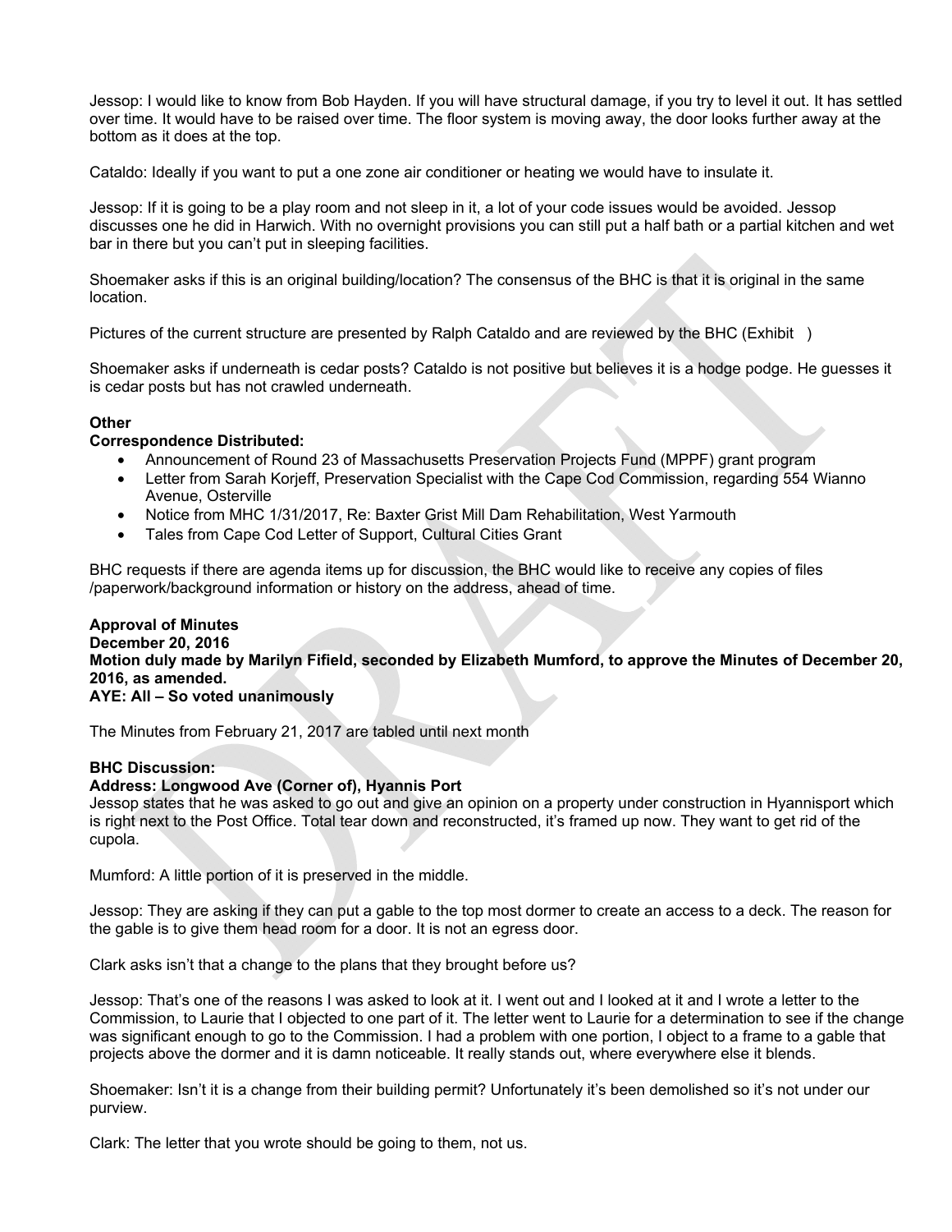Jessop: I would like to know from Bob Hayden. If you will have structural damage, if you try to level it out. It has settled over time. It would have to be raised over time. The floor system is moving away, the door looks further away at the bottom as it does at the top.

Cataldo: Ideally if you want to put a one zone air conditioner or heating we would have to insulate it.

Jessop: If it is going to be a play room and not sleep in it, a lot of your code issues would be avoided. Jessop discusses one he did in Harwich. With no overnight provisions you can still put a half bath or a partial kitchen and wet bar in there but you can't put in sleeping facilities.

Shoemaker asks if this is an original building/location? The consensus of the BHC is that it is original in the same location.

Pictures of the current structure are presented by Ralph Cataldo and are reviewed by the BHC (Exhibit )

Shoemaker asks if underneath is cedar posts? Cataldo is not positive but believes it is a hodge podge. He guesses it is cedar posts but has not crawled underneath.

**Other**
**Correspondence Distributed:**

- Announcement of Round 23 of Massachusetts Preservation Projects Fund (MPPF) grant program
- Letter from Sarah Korjeff, Preservation Specialist with the Cape Cod Commission, regarding 554 Wianno Avenue, Osterville
- Notice from MHC 1/31/2017, Re: Baxter Grist Mill Dam Rehabilitation, West Yarmouth
- Tales from Cape Cod Letter of Support, Cultural Cities Grant

BHC requests if there are agenda items up for discussion, the BHC would like to receive any copies of files /paperwork/background information or history on the address, ahead of time.

**Approval of Minutes**
**December 20, 2016**
**Motion duly made by Marilyn Fifield, seconded by Elizabeth Mumford, to approve the Minutes of December 20, 2016, as amended.**
**AYE: All – So voted unanimously**

The Minutes from February 21, 2017 are tabled until next month

**BHC Discussion:**
**Address: Longwood Ave (Corner of), Hyannis Port**
Jessop states that he was asked to go out and give an opinion on a property under construction in Hyannisport which is right next to the Post Office. Total tear down and reconstructed, it's framed up now. They want to get rid of the cupola.

Mumford: A little portion of it is preserved in the middle.

Jessop: They are asking if they can put a gable to the top most dormer to create an access to a deck. The reason for the gable is to give them head room for a door. It is not an egress door.

Clark asks isn't that a change to the plans that they brought before us?

Jessop: That's one of the reasons I was asked to look at it. I went out and I looked at it and I wrote a letter to the Commission, to Laurie that I objected to one part of it. The letter went to Laurie for a determination to see if the change was significant enough to go to the Commission. I had a problem with one portion, I object to a frame to a gable that projects above the dormer and it is damn noticeable. It really stands out, where everywhere else it blends.

Shoemaker: Isn't it is a change from their building permit? Unfortunately it's been demolished so it's not under our purview.

Clark: The letter that you wrote should be going to them, not us.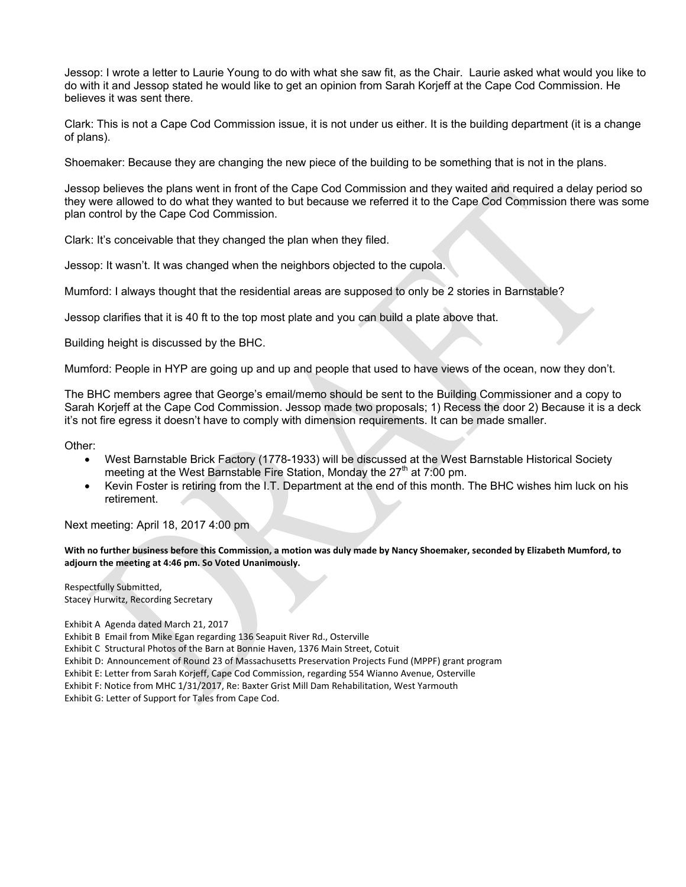Jessop: I wrote a letter to Laurie Young to do with what she saw fit, as the Chair. Laurie asked what would you like to do with it and Jessop stated he would like to get an opinion from Sarah Korjeff at the Cape Cod Commission. He believes it was sent there.

Clark: This is not a Cape Cod Commission issue, it is not under us either. It is the building department (it is a change of plans).

Shoemaker: Because they are changing the new piece of the building to be something that is not in the plans.

Jessop believes the plans went in front of the Cape Cod Commission and they waited and required a delay period so they were allowed to do what they wanted to but because we referred it to the Cape Cod Commission there was some plan control by the Cape Cod Commission.

Clark: It's conceivable that they changed the plan when they filed.

Jessop: It wasn't. It was changed when the neighbors objected to the cupola.

Mumford: I always thought that the residential areas are supposed to only be 2 stories in Barnstable?

Jessop clarifies that it is 40 ft to the top most plate and you can build a plate above that.

Building height is discussed by the BHC.

Mumford: People in HYP are going up and up and people that used to have views of the ocean, now they don't.

The BHC members agree that George's email/memo should be sent to the Building Commissioner and a copy to Sarah Korjeff at the Cape Cod Commission. Jessop made two proposals; 1) Recess the door 2) Because it is a deck it's not fire egress it doesn't have to comply with dimension requirements. It can be made smaller.

Other:

- West Barnstable Brick Factory (1778-1933) will be discussed at the West Barnstable Historical Society meeting at the West Barnstable Fire Station, Monday the 27th at 7:00 pm.
- Kevin Foster is retiring from the I.T. Department at the end of this month. The BHC wishes him luck on his retirement.

Next meeting: April 18, 2017 4:00 pm

**With no further business before this Commission, a motion was duly made by Nancy Shoemaker, seconded by Elizabeth Mumford, to adjourn the meeting at 4:46 pm. So Voted Unanimously.**

Respectfully Submitted,
Stacey Hurwitz, Recording Secretary

Exhibit A Agenda dated March 21, 2017
Exhibit B Email from Mike Egan regarding 136 Seapuit River Rd., Osterville
Exhibit C Structural Photos of the Barn at Bonnie Haven, 1376 Main Street, Cotuit
Exhibit D: Announcement of Round 23 of Massachusetts Preservation Projects Fund (MPPF) grant program
Exhibit E: Letter from Sarah Korjeff, Cape Cod Commission, regarding 554 Wianno Avenue, Osterville
Exhibit F: Notice from MHC 1/31/2017, Re: Baxter Grist Mill Dam Rehabilitation, West Yarmouth
Exhibit G: Letter of Support for Tales from Cape Cod.